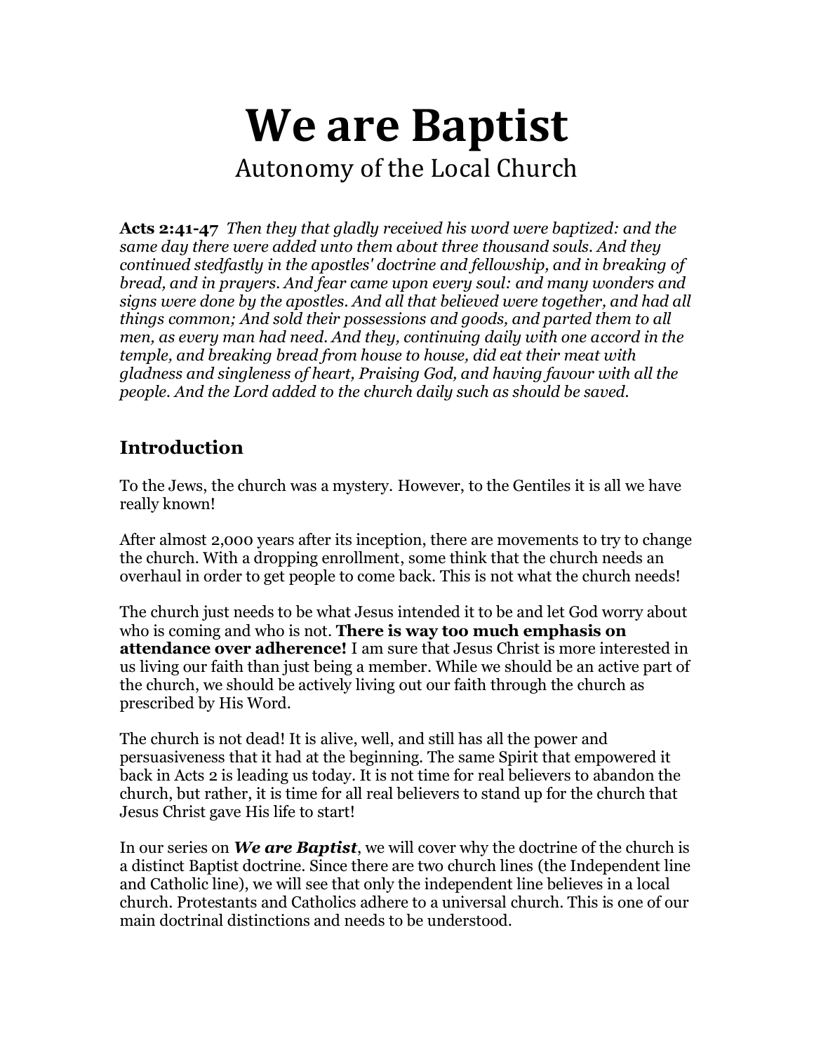# We are Baptist

## Autonomy of the Local Church

**Acts 2:41-47** *Then they that gladly received his word were baptized: and the same day there were added unto them about three thousand souls. And they continued stedfastly in the apostles' doctrine and fellowship, and in breaking of bread, and in prayers. And fear came upon every soul: and many wonders and signs were done by the apostles. And all that believed were together, and had all things common; And sold their possessions and goods, and parted them to all men, as every man had need. And they, continuing daily with one accord in the temple, and breaking bread from house to house, did eat their meat with gladness and singleness of heart, Praising God, and having favour with all the people. And the Lord added to the church daily such as should be saved.*

## Introduction

To the Jews, the church was a mystery. However, to the Gentiles it is all we have really known!

After almost 2,000 years after its inception, there are movements to try to change the church. With a dropping enrollment, some think that the church needs an overhaul in order to get people to come back. This is not what the church needs!

The church just needs to be what Jesus intended it to be and let God worry about who is coming and who is not. **There is way too much emphasis on attendance over adherence!** I am sure that Jesus Christ is more interested in us living our faith than just being a member. While we should be an active part of the church, we should be actively living out our faith through the church as prescribed by His Word.

The church is not dead! It is alive, well, and still has all the power and persuasiveness that it had at the beginning. The same Spirit that empowered it back in Acts 2 is leading us today. It is not time for real believers to abandon the church, but rather, it is time for all real believers to stand up for the church that Jesus Christ gave His life to start!

In our series on ***We are Baptist***, we will cover why the doctrine of the church is a distinct Baptist doctrine. Since there are two church lines (the Independent line and Catholic line), we will see that only the independent line believes in a local church. Protestants and Catholics adhere to a universal church. This is one of our main doctrinal distinctions and needs to be understood.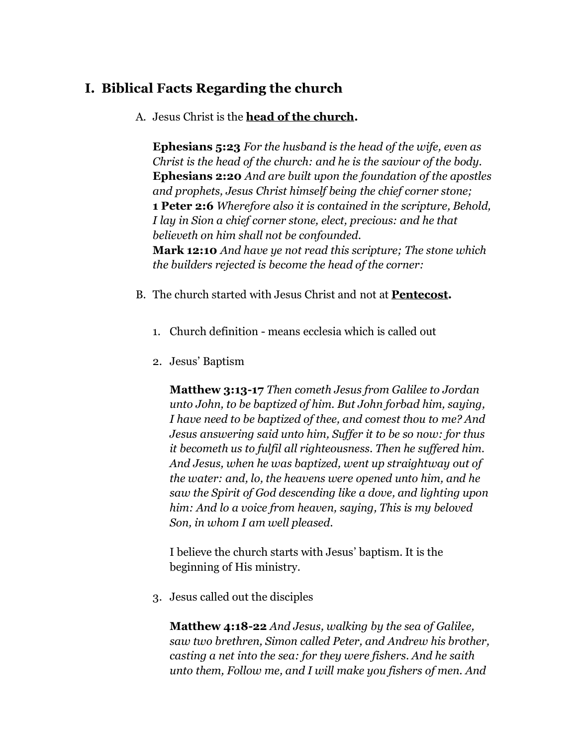# I. Biblical Facts Regarding the church

A. Jesus Christ is the **head of the church.**

**Ephesians 5:23** *For the husband is the head of the wife, even as Christ is the head of the church: and he is the saviour of the body.*
**Ephesians 2:20** *And are built upon the foundation of the apostles and prophets, Jesus Christ himself being the chief corner stone;*
**1 Peter 2:6** *Wherefore also it is contained in the scripture, Behold, I lay in Sion a chief corner stone, elect, precious: and he that believeth on him shall not be confounded.*
**Mark 12:10** *And have ye not read this scripture; The stone which the builders rejected is become the head of the corner:*

B. The church started with Jesus Christ and not at **Pentecost.**

1. Church definition - means ecclesia which is called out

2. Jesus' Baptism

   **Matthew 3:13-17** *Then cometh Jesus from Galilee to Jordan unto John, to be baptized of him. But John forbad him, saying, I have need to be baptized of thee, and comest thou to me? And Jesus answering said unto him, Suffer it to be so now: for thus it becometh us to fulfil all righteousness. Then he suffered him. And Jesus, when he was baptized, went up straightway out of the water: and, lo, the heavens were opened unto him, and he saw the Spirit of God descending like a dove, and lighting upon him: And lo a voice from heaven, saying, This is my beloved Son, in whom I am well pleased.*

   I believe the church starts with Jesus' baptism. It is the beginning of His ministry.

3. Jesus called out the disciples

   **Matthew 4:18-22** *And Jesus, walking by the sea of Galilee, saw two brethren, Simon called Peter, and Andrew his brother, casting a net into the sea: for they were fishers. And he saith unto them, Follow me, and I will make you fishers of men. And*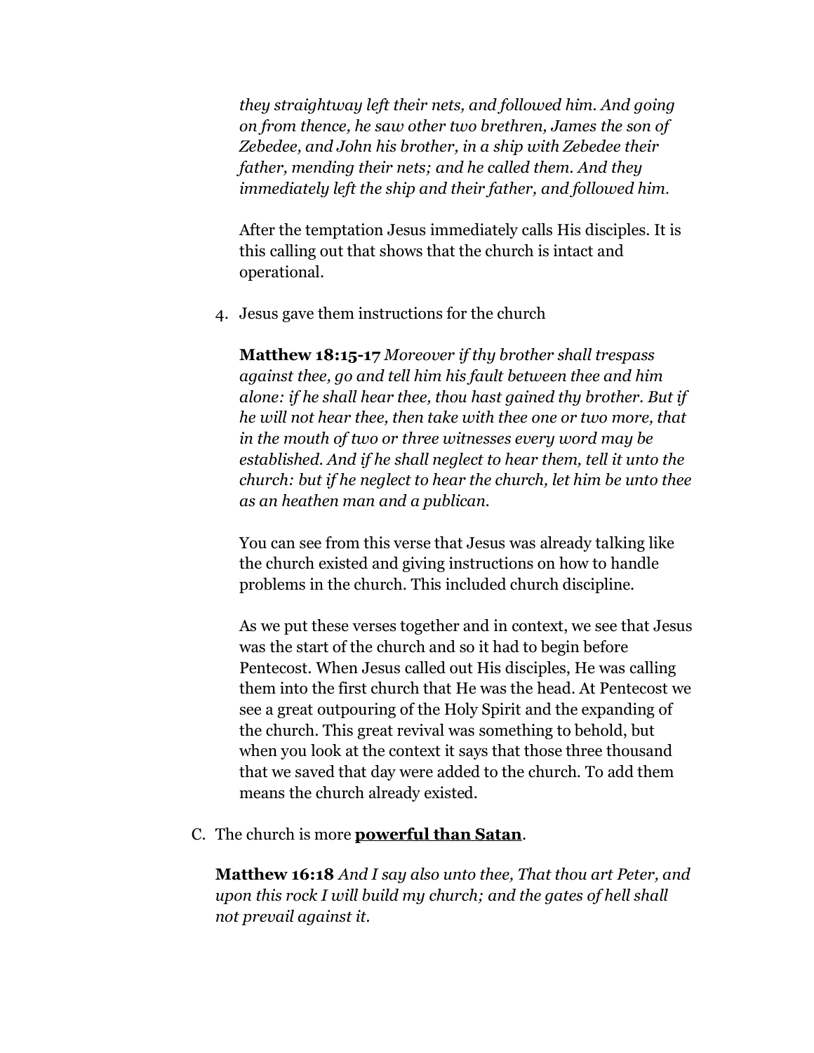*they straightway left their nets, and followed him. And going on from thence, he saw other two brethren, James the son of Zebedee, and John his brother, in a ship with Zebedee their father, mending their nets; and he called them. And they immediately left the ship and their father, and followed him.*

After the temptation Jesus immediately calls His disciples. It is this calling out that shows that the church is intact and operational.

4. Jesus gave them instructions for the church

   **Matthew 18:15-17** *Moreover if thy brother shall trespass against thee, go and tell him his fault between thee and him alone: if he shall hear thee, thou hast gained thy brother. But if he will not hear thee, then take with thee one or two more, that in the mouth of two or three witnesses every word may be established. And if he shall neglect to hear them, tell it unto the church: but if he neglect to hear the church, let him be unto thee as an heathen man and a publican.*

   You can see from this verse that Jesus was already talking like the church existed and giving instructions on how to handle problems in the church. This included church discipline.

   As we put these verses together and in context, we see that Jesus was the start of the church and so it had to begin before Pentecost. When Jesus called out His disciples, He was calling them into the first church that He was the head. At Pentecost we see a great outpouring of the Holy Spirit and the expanding of the church. This great revival was something to behold, but when you look at the context it says that those three thousand that we saved that day were added to the church. To add them means the church already existed.

C. The church is more **<u>powerful than Satan</u>**.

   **Matthew 16:18** *And I say also unto thee, That thou art Peter, and upon this rock I will build my church; and the gates of hell shall not prevail against it.*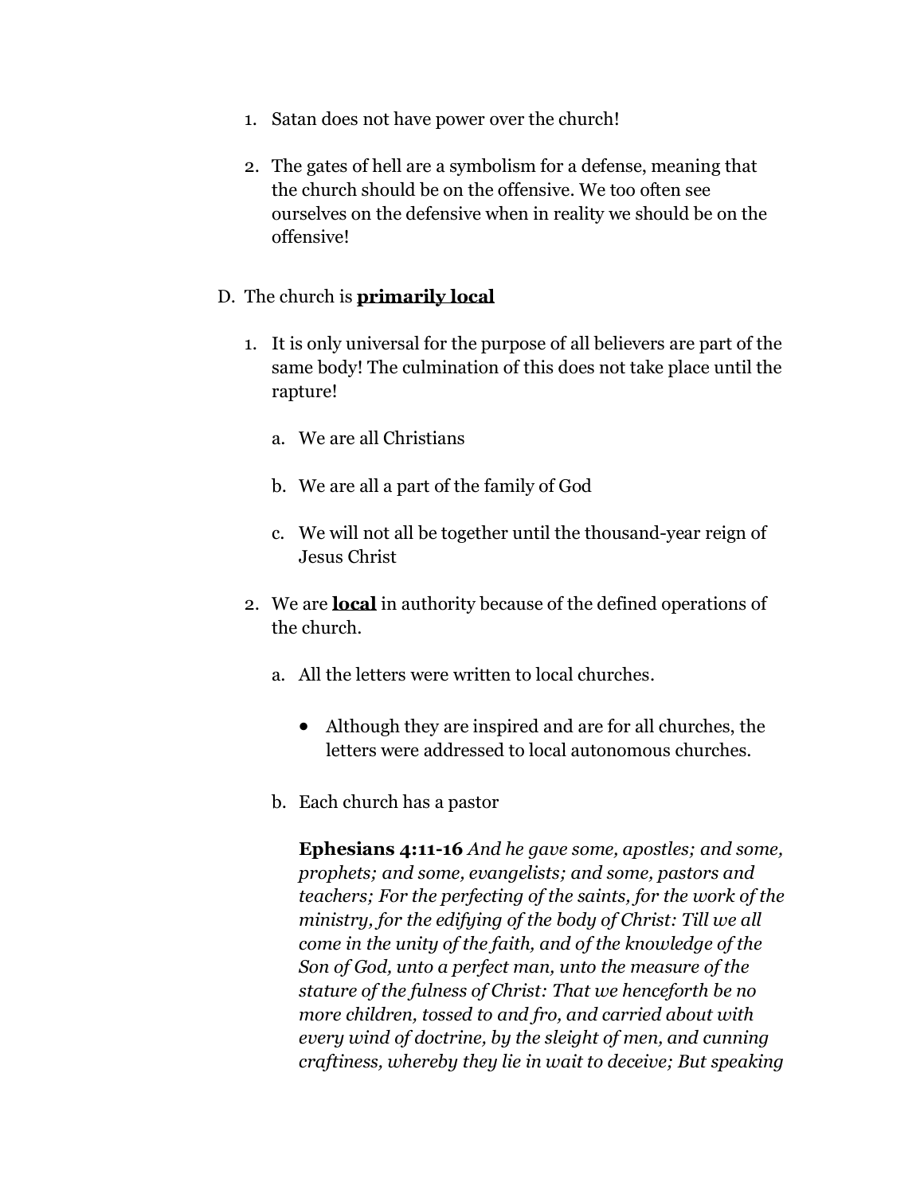1. Satan does not have power over the church!

2. The gates of hell are a symbolism for a defense, meaning that the church should be on the offensive. We too often see ourselves on the defensive when in reality we should be on the offensive!

D. The church is **primarily local**

1. It is only universal for the purpose of all believers are part of the same body! The culmination of this does not take place until the rapture!

   a. We are all Christians

   b. We are all a part of the family of God

   c. We will not all be together until the thousand-year reign of Jesus Christ

2. We are **local** in authority because of the defined operations of the church.

   a. All the letters were written to local churches.

      - Although they are inspired and are for all churches, the letters were addressed to local autonomous churches.

   b. Each church has a pastor

      **Ephesians 4:11-16** *And he gave some, apostles; and some, prophets; and some, evangelists; and some, pastors and teachers; For the perfecting of the saints, for the work of the ministry, for the edifying of the body of Christ: Till we all come in the unity of the faith, and of the knowledge of the Son of God, unto a perfect man, unto the measure of the stature of the fulness of Christ: That we henceforth be no more children, tossed to and fro, and carried about with every wind of doctrine, by the sleight of men, and cunning craftiness, whereby they lie in wait to deceive; But speaking*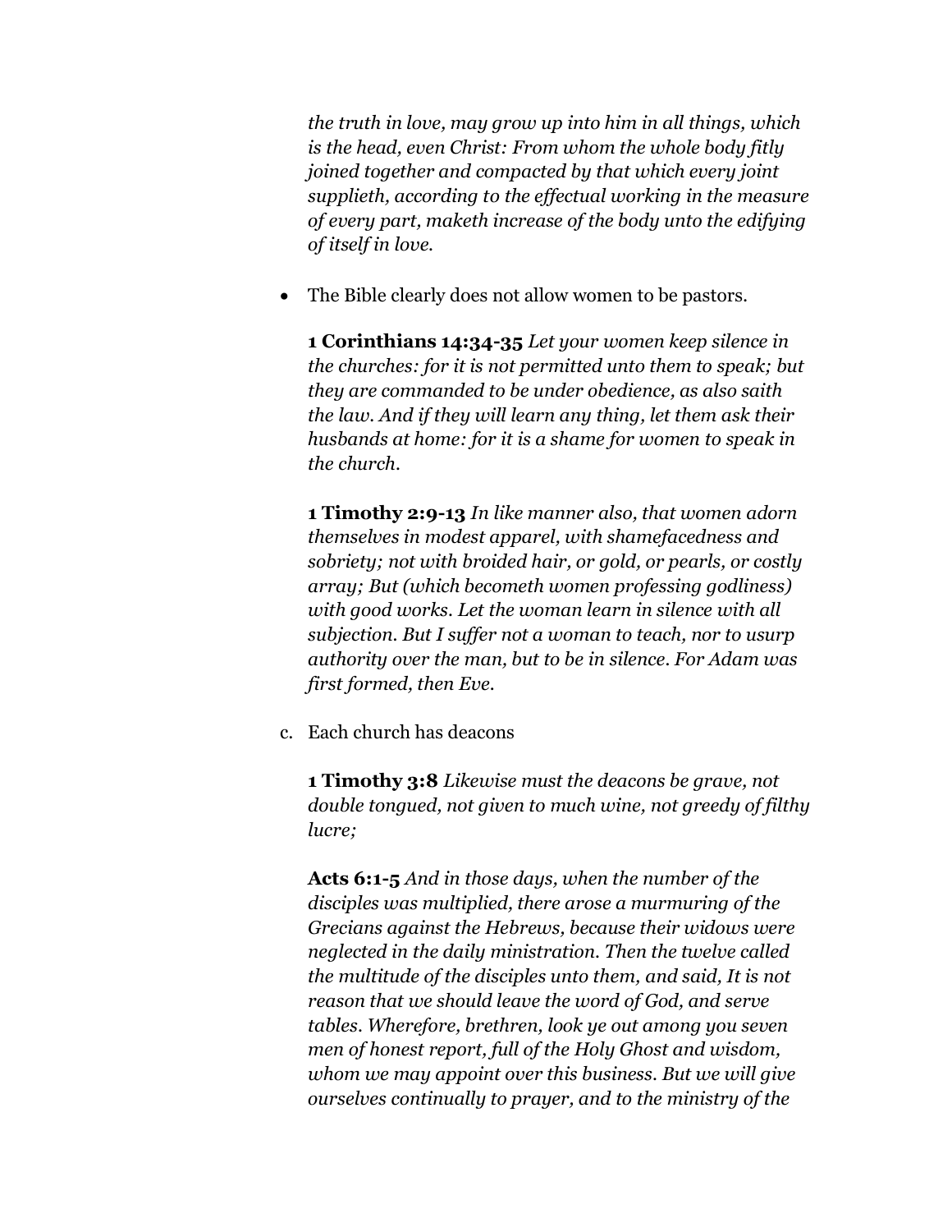*the truth in love, may grow up into him in all things, which is the head, even Christ: From whom the whole body fitly joined together and compacted by that which every joint supplieth, according to the effectual working in the measure of every part, maketh increase of the body unto the edifying of itself in love.*

- The Bible clearly does not allow women to be pastors.

  **1 Corinthians 14:34-35** *Let your women keep silence in the churches: for it is not permitted unto them to speak; but they are commanded to be under obedience, as also saith the law. And if they will learn any thing, let them ask their husbands at home: for it is a shame for women to speak in the church.*

  **1 Timothy 2:9-13** *In like manner also, that women adorn themselves in modest apparel, with shamefacedness and sobriety; not with broided hair, or gold, or pearls, or costly array; But (which becometh women professing godliness) with good works. Let the woman learn in silence with all subjection. But I suffer not a woman to teach, nor to usurp authority over the man, but to be in silence. For Adam was first formed, then Eve.*

c. Each church has deacons

   **1 Timothy 3:8** *Likewise must the deacons be grave, not double tongued, not given to much wine, not greedy of filthy lucre;*

   **Acts 6:1-5** *And in those days, when the number of the disciples was multiplied, there arose a murmuring of the Grecians against the Hebrews, because their widows were neglected in the daily ministration. Then the twelve called the multitude of the disciples unto them, and said, It is not reason that we should leave the word of God, and serve tables. Wherefore, brethren, look ye out among you seven men of honest report, full of the Holy Ghost and wisdom, whom we may appoint over this business. But we will give ourselves continually to prayer, and to the ministry of the*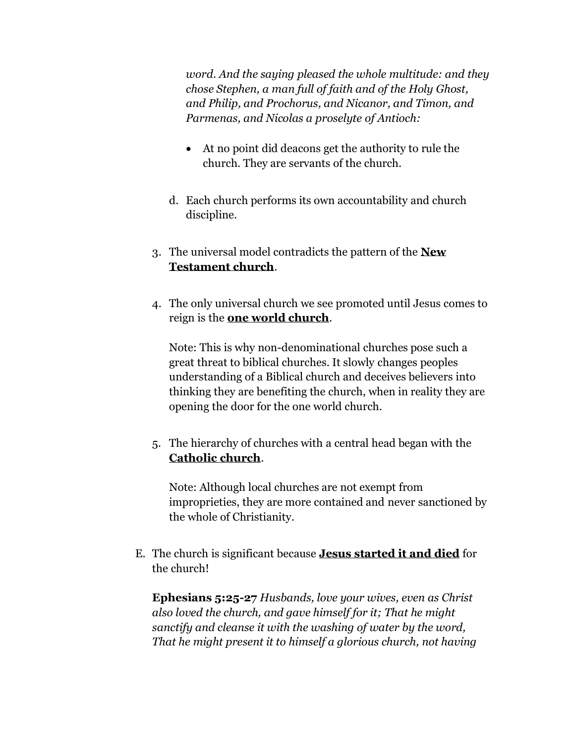*word. And the saying pleased the whole multitude: and they chose Stephen, a man full of faith and of the Holy Ghost, and Philip, and Prochorus, and Nicanor, and Timon, and Parmenas, and Nicolas a proselyte of Antioch:*

- At no point did deacons get the authority to rule the church. They are servants of the church.

d. Each church performs its own accountability and church discipline.

3. The universal model contradicts the pattern of the **New Testament church**.

4. The only universal church we see promoted until Jesus comes to reign is the **one world church**.

   Note: This is why non-denominational churches pose such a great threat to biblical churches. It slowly changes peoples understanding of a Biblical church and deceives believers into thinking they are benefiting the church, when in reality they are opening the door for the one world church.

5. The hierarchy of churches with a central head began with the **Catholic church**.

   Note: Although local churches are not exempt from improprieties, they are more contained and never sanctioned by the whole of Christianity.

E. The church is significant because **Jesus started it and died** for the church!

**Ephesians 5:25-27** *Husbands, love your wives, even as Christ also loved the church, and gave himself for it; That he might sanctify and cleanse it with the washing of water by the word, That he might present it to himself a glorious church, not having*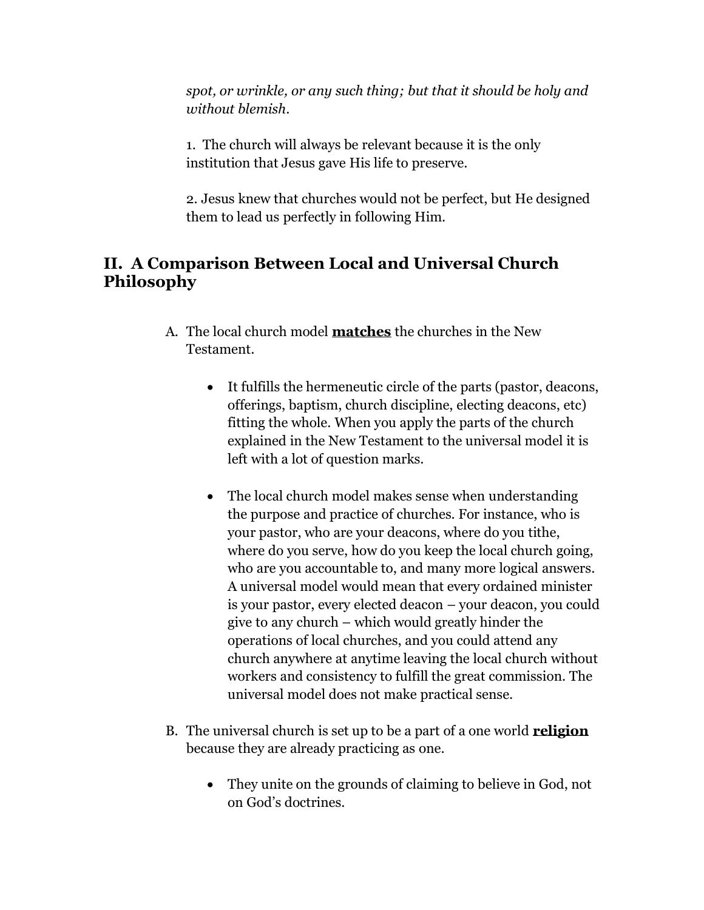*spot, or wrinkle, or any such thing; but that it should be holy and without blemish*.

1. The church will always be relevant because it is the only institution that Jesus gave His life to preserve.

2. Jesus knew that churches would not be perfect, but He designed them to lead us perfectly in following Him.

## II. A Comparison Between Local and Universal Church Philosophy

A. The local church model **matches** the churches in the New Testament.

- It fulfills the hermeneutic circle of the parts (pastor, deacons, offerings, baptism, church discipline, electing deacons, etc) fitting the whole. When you apply the parts of the church explained in the New Testament to the universal model it is left with a lot of question marks.

- The local church model makes sense when understanding the purpose and practice of churches. For instance, who is your pastor, who are your deacons, where do you tithe, where do you serve, how do you keep the local church going, who are you accountable to, and many more logical answers. A universal model would mean that every ordained minister is your pastor, every elected deacon – your deacon, you could give to any church – which would greatly hinder the operations of local churches, and you could attend any church anywhere at anytime leaving the local church without workers and consistency to fulfill the great commission. The universal model does not make practical sense.

B. The universal church is set up to be a part of a one world **religion** because they are already practicing as one.

- They unite on the grounds of claiming to believe in God, not on God's doctrines.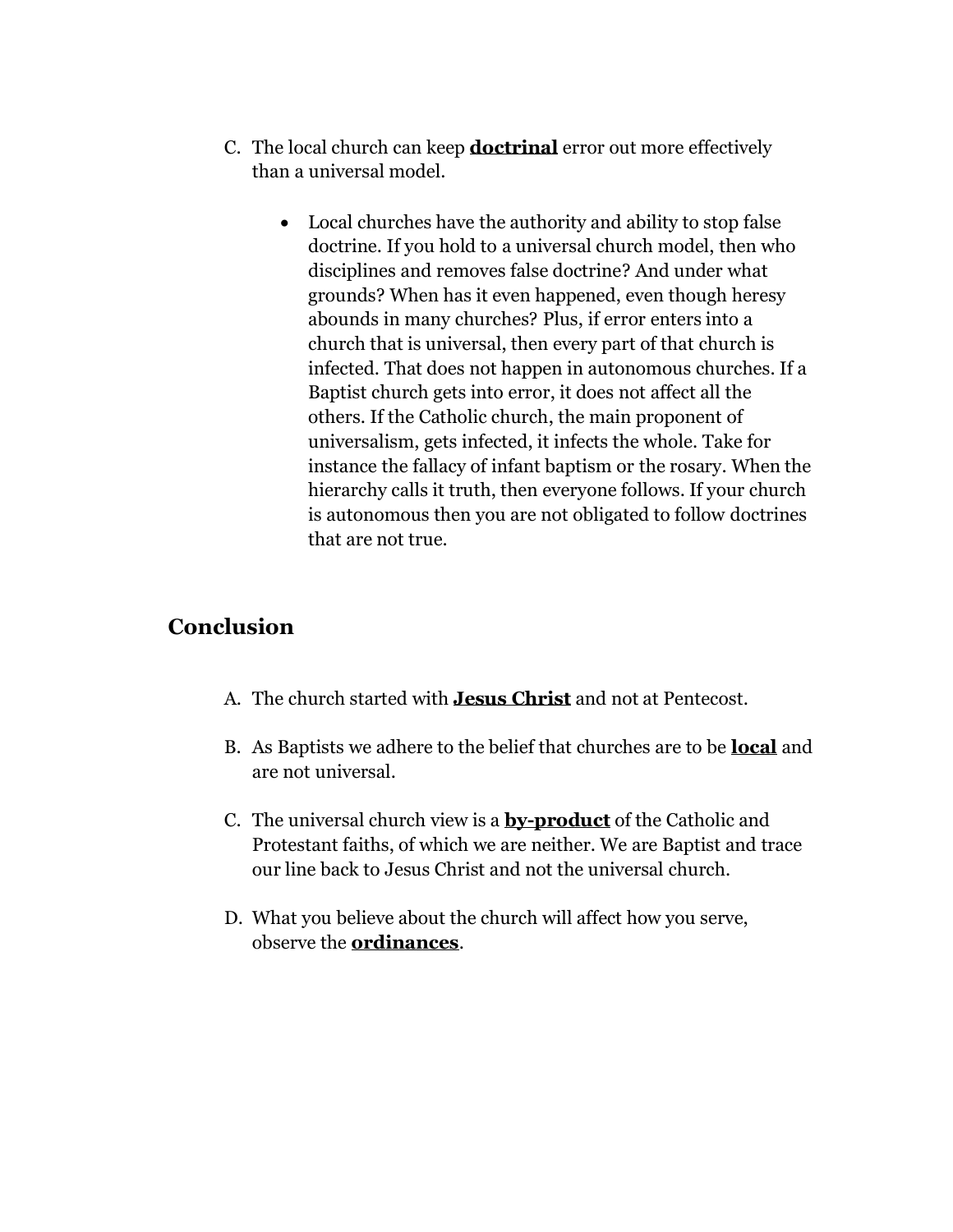C. The local church can keep **doctrinal** error out more effectively than a universal model.

- Local churches have the authority and ability to stop false doctrine. If you hold to a universal church model, then who disciplines and removes false doctrine? And under what grounds? When has it even happened, even though heresy abounds in many churches? Plus, if error enters into a church that is universal, then every part of that church is infected. That does not happen in autonomous churches. If a Baptist church gets into error, it does not affect all the others. If the Catholic church, the main proponent of universalism, gets infected, it infects the whole. Take for instance the fallacy of infant baptism or the rosary. When the hierarchy calls it truth, then everyone follows. If your church is autonomous then you are not obligated to follow doctrines that are not true.

## Conclusion

A. The church started with **Jesus Christ** and not at Pentecost.

B. As Baptists we adhere to the belief that churches are to be **local** and are not universal.

C. The universal church view is a **by-product** of the Catholic and Protestant faiths, of which we are neither. We are Baptist and trace our line back to Jesus Christ and not the universal church.

D. What you believe about the church will affect how you serve, observe the **ordinances**.